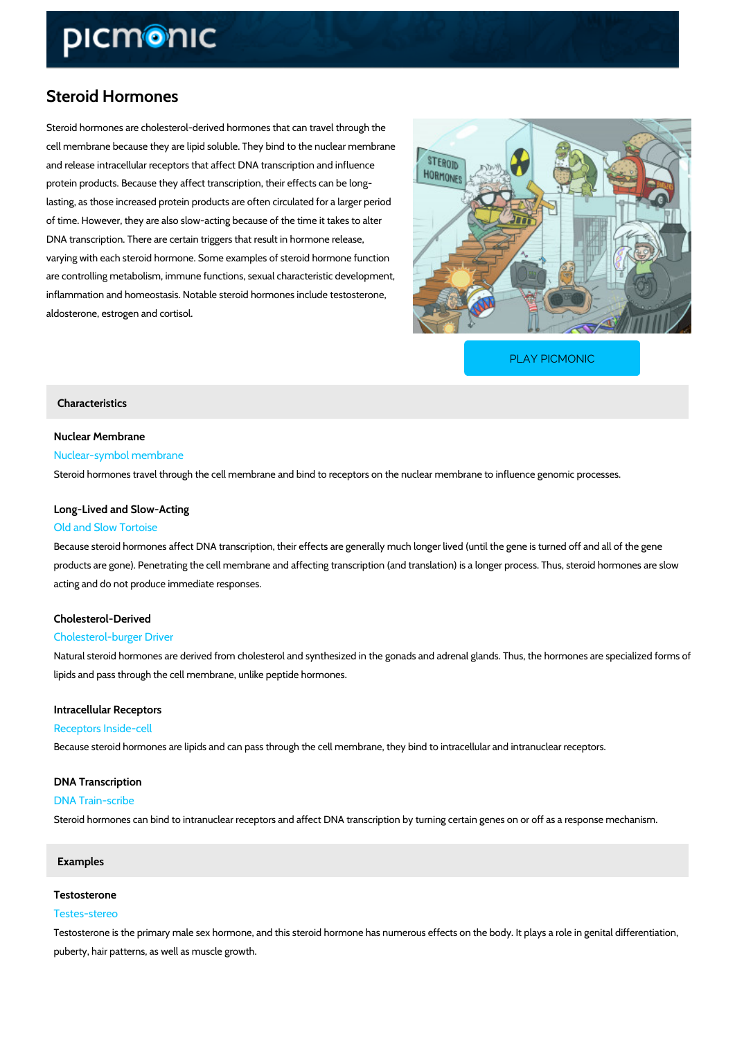# Steroid Hormones

Steroid hormones are cholesterol-derived hormones that can travel through the cell membrane because they are lipid soluble. They bind to the nuclear membrane and release intracellular receptors that affect DNA transcription and influence protein products. Because they affect transcription, their effects can be long-lasting, as those increased protein products are often circulated for a larger period of time. However, they are also slow-acting because of the time it takes to alter DNA transcription. There are certain triggers that result in hormone release, varying with each steroid hormone. Some examples of steroid hormone function are controlling metabolism, immune functions, sexual characteristic development, inflammation and homeostasis. Notable steroid hormones include testosterone, aldosterone, estrogen and cortisol.

PLAY PICMONIC

## Characteristics

### Nuclear Membrane

Nuclear-symbol membrane

Steroid hormones travel through the cell membrane and bind to receptors on the nuclear membrane to influence genomic processes.

### Long-Lived and Slow-Acting

Old and Slow Tortoise

Because steroid hormones affect DNA transcription, their effects are generally much longer lived (until the gene is turned off and all of the gene products are gone). Penetrating the cell membrane and affecting transcription (and translation) is a longer process. Thus, steroid hormones are slow acting and do not produce immediate responses.

### Cholesterol-Derived

Cholesterol-burger Driver

Natural steroid hormones are derived from cholesterol and synthesized in the gonads and adrenal glands. Thus, the hormones are specialized forms of lipids and pass through the cell membrane, unlike peptide hormones.

### Intracellular Receptors

Receptors Inside-cell

Because steroid hormones are lipids and can pass through the cell membrane, they bind to intracellular and intranuclear receptors.

### DNA Transcription

DNA Train-scribe

Steroid hormones can bind to intranuclear receptors and affect DNA transcription by turning certain genes on or off as a response mechanism.

## Examples

### Testosterone

Testes-stereo

Testosterone is the primary male sex hormone, and this steroid hormone has numerous effects on the body. It plays a role in genital differentiation, puberty, hair patterns, as well as muscle growth.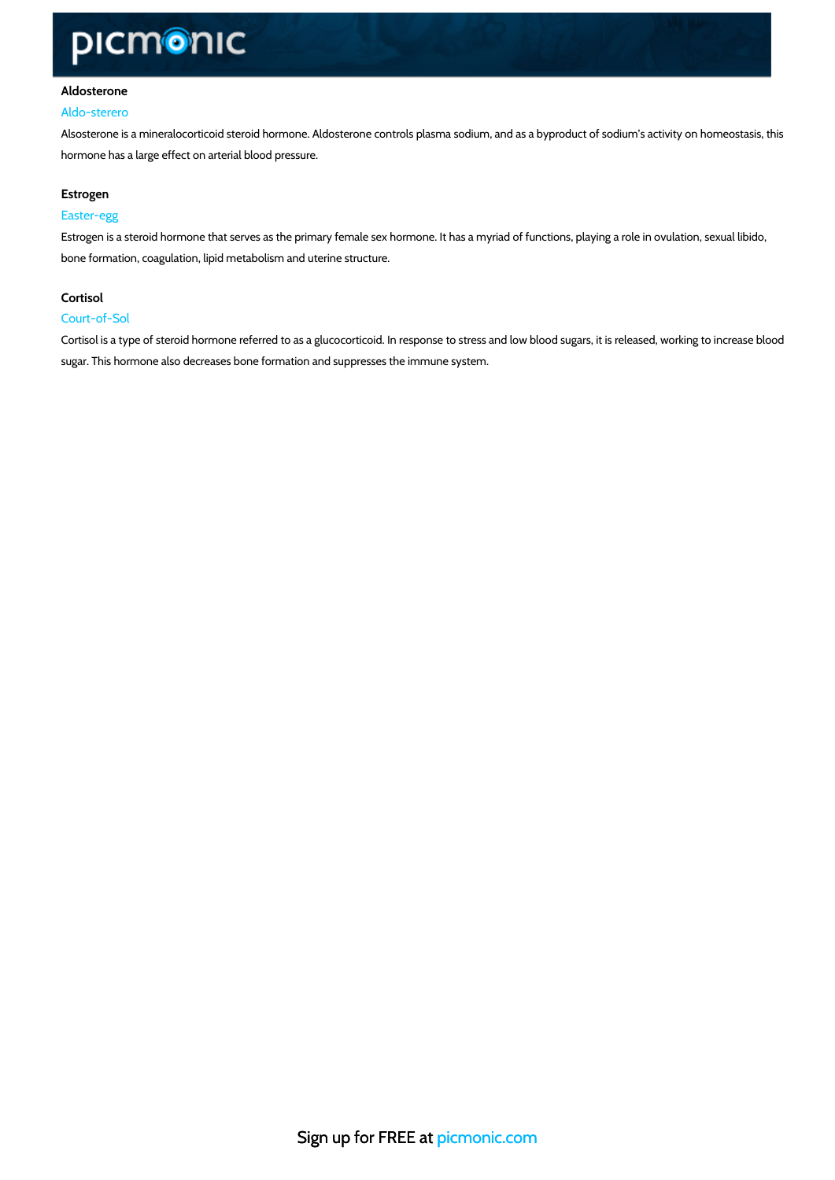**Aldosterone**

Aldo-sterero

Alsosterone is a mineralocorticoid steroid hormone. Aldosterone controls plasma sodium, and as a byproduct of sodium's activity on homeostasis, this hormone has a large effect on arterial blood pressure.

**Estrogen**

Easter-egg

Estrogen is a steroid hormone that serves as the primary female sex hormone. It has a myriad of functions, playing a role in ovulation, sexual libido, bone formation, coagulation, lipid metabolism and uterine structure.

**Cortisol**

Court-of-Sol

Cortisol is a type of steroid hormone referred to as a glucocorticoid. In response to stress and low blood sugars, it is released, working to increase blood sugar. This hormone also decreases bone formation and suppresses the immune system.